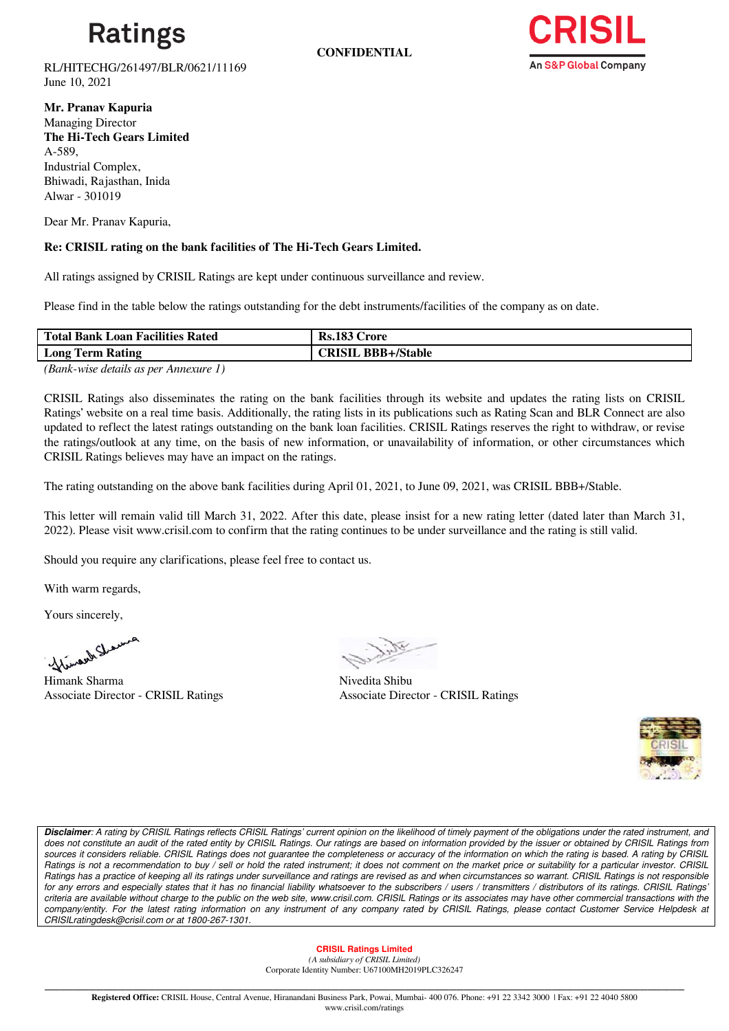Ratings

CONFIDENTIAL

CRISIL
An S&P Global Company

RL/HITECHG/261497/BLR/0621/11169
June 10, 2021

**Mr. Pranav Kapuria**
Managing Director
**The Hi-Tech Gears Limited**
A-589,
Industrial Complex,
Bhiwadi, Rajasthan, Inida
Alwar - 301019

Dear Mr. Pranav Kapuria,

**Re: CRISIL rating on the bank facilities of The Hi-Tech Gears Limited.**

All ratings assigned by CRISIL Ratings are kept under continuous surveillance and review.

Please find in the table below the ratings outstanding for the debt instruments/facilities of the company as on date.

| **Total Bank Loan Facilities Rated** | **Rs.183 Crore** |
|---|---|
| **Long Term Rating** | **CRISIL BBB+/Stable** |

*(Bank-wise details as per Annexure 1)*

CRISIL Ratings also disseminates the rating on the bank facilities through its website and updates the rating lists on CRISIL Ratings' website on a real time basis. Additionally, the rating lists in its publications such as Rating Scan and BLR Connect are also updated to reflect the latest ratings outstanding on the bank loan facilities. CRISIL Ratings reserves the right to withdraw, or revise the ratings/outlook at any time, on the basis of new information, or unavailability of information, or other circumstances which CRISIL Ratings believes may have an impact on the ratings.

The rating outstanding on the above bank facilities during April 01, 2021, to June 09, 2021, was CRISIL BBB+/Stable.

This letter will remain valid till March 31, 2022. After this date, please insist for a new rating letter (dated later than March 31, 2022). Please visit www.crisil.com to confirm that the rating continues to be under surveillance and the rating is still valid.

Should you require any clarifications, please feel free to contact us.

With warm regards,

Yours sincerely,

Himank Sharma
Associate Director - CRISIL Ratings

Nivedita Shibu
Associate Director - CRISIL Ratings

***Disclaimer**: A rating by CRISIL Ratings reflects CRISIL Ratings' current opinion on the likelihood of timely payment of the obligations under the rated instrument, and does not constitute an audit of the rated entity by CRISIL Ratings. Our ratings are based on information provided by the issuer or obtained by CRISIL Ratings from sources it considers reliable. CRISIL Ratings does not guarantee the completeness or accuracy of the information on which the rating is based. A rating by CRISIL Ratings is not a recommendation to buy / sell or hold the rated instrument; it does not comment on the market price or suitability for a particular investor. CRISIL Ratings has a practice of keeping all its ratings under surveillance and ratings are revised as and when circumstances so warrant. CRISIL Ratings is not responsible for any errors and especially states that it has no financial liability whatsoever to the subscribers / users / transmitters / distributors of its ratings. CRISIL Ratings' criteria are available without charge to the public on the web site, www.crisil.com. CRISIL Ratings or its associates may have other commercial transactions with the company/entity. For the latest rating information on any instrument of any company rated by CRISIL Ratings, please contact Customer Service Helpdesk at CRISILratingdesk@crisil.com or at 1800-267-1301.*

**CRISIL Ratings Limited**
*(A subsidiary of CRISIL Limited)*
Corporate Identity Number: U67100MH2019PLC326247

**Registered Office:** CRISIL House, Central Avenue, Hiranandani Business Park, Powai, Mumbai- 400 076. Phone: +91 22 3342 3000 | Fax: +91 22 4040 5800
www.crisil.com/ratings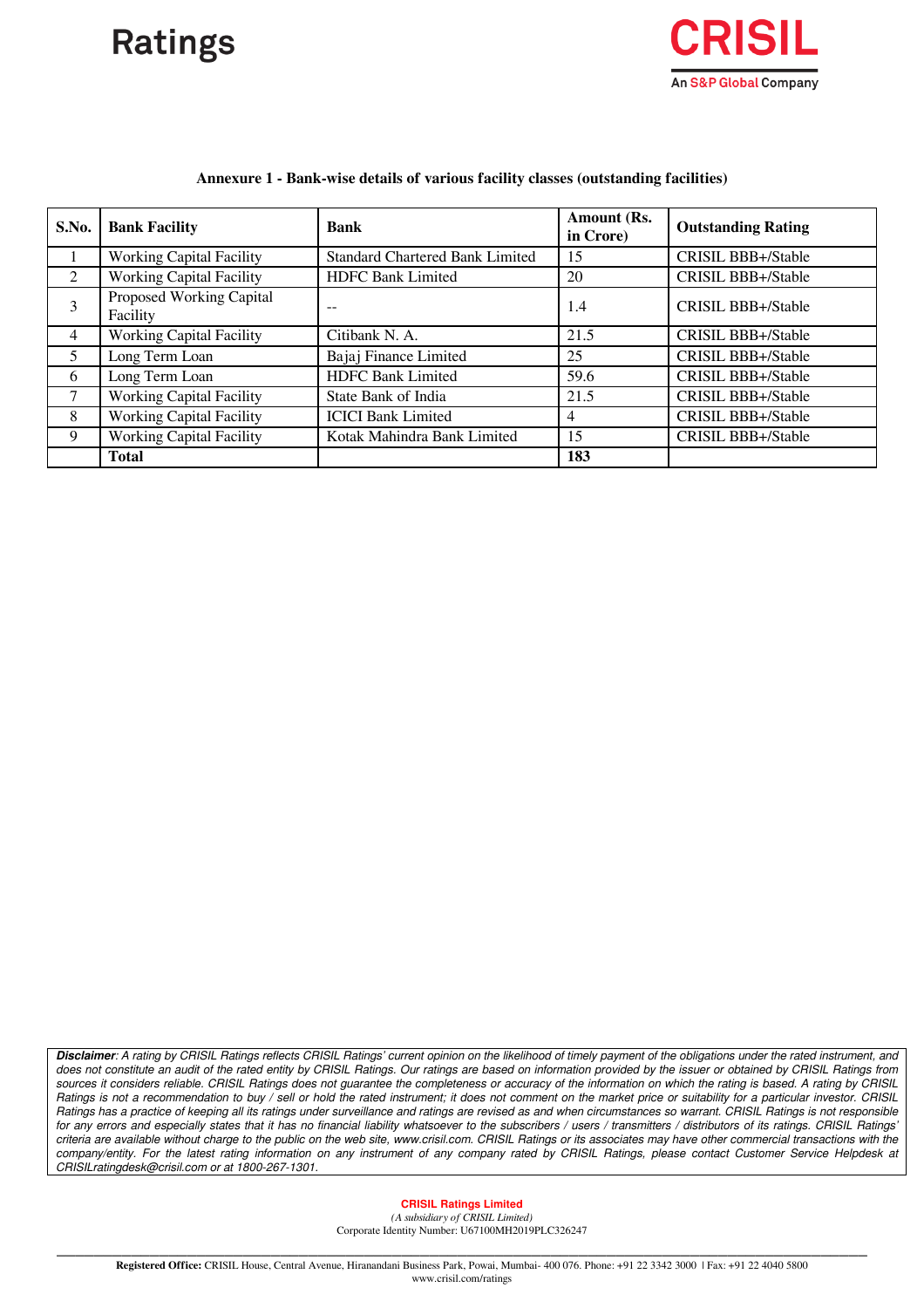### Annexure 1 - Bank-wise details of various facility classes (outstanding facilities)

| S.No. | Bank Facility | Bank | Amount (Rs. in Crore) | Outstanding Rating |
|---|---|---|---|---|
| 1 | Working Capital Facility | Standard Chartered Bank Limited | 15 | CRISIL BBB+/Stable |
| 2 | Working Capital Facility | HDFC Bank Limited | 20 | CRISIL BBB+/Stable |
| 3 | Proposed Working Capital Facility | -- | 1.4 | CRISIL BBB+/Stable |
| 4 | Working Capital Facility | Citibank N. A. | 21.5 | CRISIL BBB+/Stable |
| 5 | Long Term Loan | Bajaj Finance Limited | 25 | CRISIL BBB+/Stable |
| 6 | Long Term Loan | HDFC Bank Limited | 59.6 | CRISIL BBB+/Stable |
| 7 | Working Capital Facility | State Bank of India | 21.5 | CRISIL BBB+/Stable |
| 8 | Working Capital Facility | ICICI Bank Limited | 4 | CRISIL BBB+/Stable |
| 9 | Working Capital Facility | Kotak Mahindra Bank Limited | 15 | CRISIL BBB+/Stable |
| | **Total** | | **183** | |

***Disclaimer**: A rating by CRISIL Ratings reflects CRISIL Ratings' current opinion on the likelihood of timely payment of the obligations under the rated instrument, and does not constitute an audit of the rated entity by CRISIL Ratings. Our ratings are based on information provided by the issuer or obtained by CRISIL Ratings from sources it considers reliable. CRISIL Ratings does not guarantee the completeness or accuracy of the information on which the rating is based. A rating by CRISIL Ratings is not a recommendation to buy / sell or hold the rated instrument; it does not comment on the market price or suitability for a particular investor. CRISIL Ratings has a practice of keeping all its ratings under surveillance and ratings are revised as and when circumstances so warrant. CRISIL Ratings is not responsible for any errors and especially states that it has no financial liability whatsoever to the subscribers / users / transmitters / distributors of its ratings. CRISIL Ratings' criteria are available without charge to the public on the web site, www.crisil.com. CRISIL Ratings or its associates may have other commercial transactions with the company/entity. For the latest rating information on any instrument of any company rated by CRISIL Ratings, please contact Customer Service Helpdesk at CRISILratingdesk@crisil.com or at 1800-267-1301.*